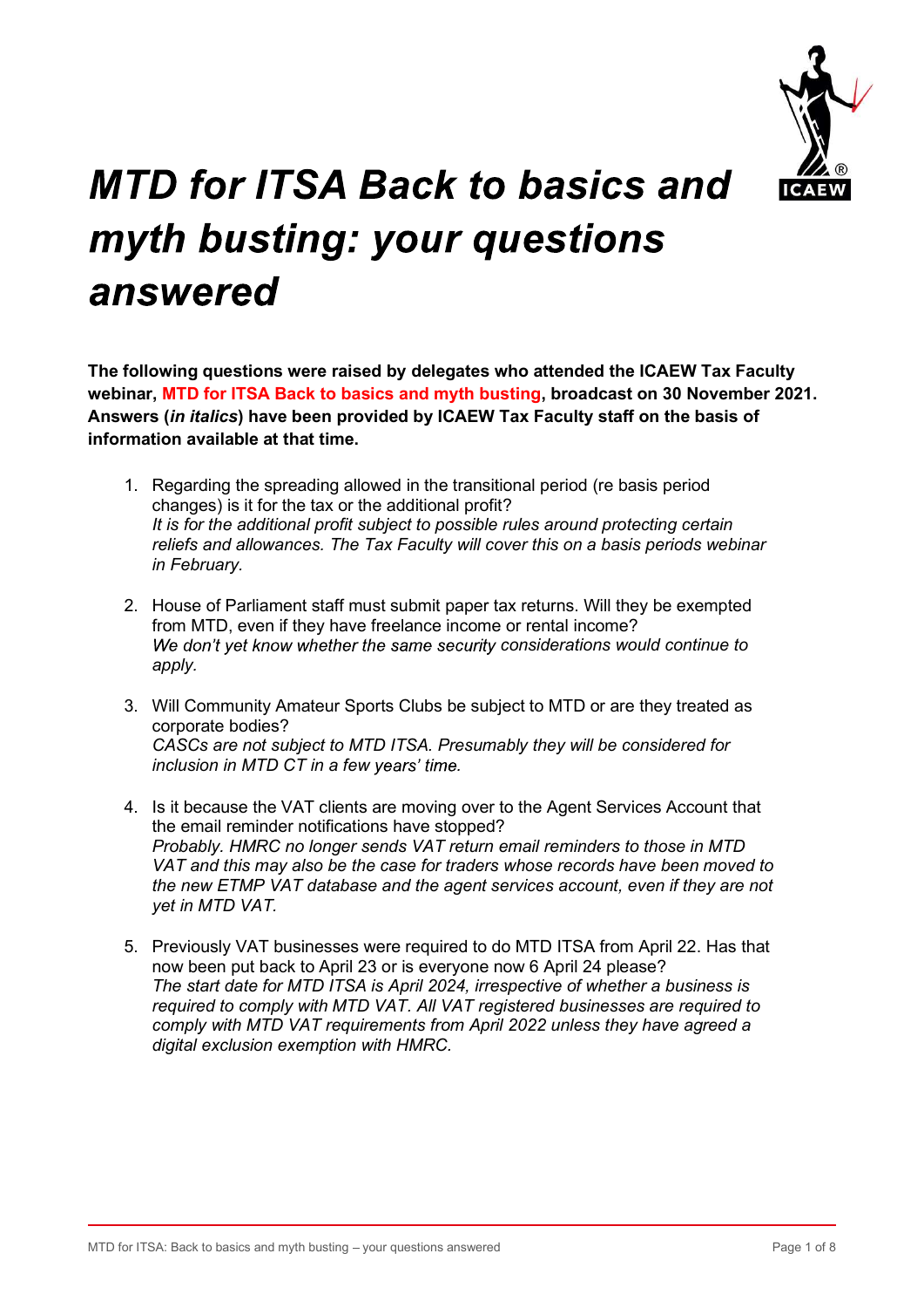# *MTD for ITSA Back to basics and myth busting: your questions answered*

**The following questions were raised by delegates who attended the ICAEW Tax Faculty webinar, MTD for ITSA Back to basics and myth busting, broadcast on 30 November 2021. Answers (*in italics*) have been provided by ICAEW Tax Faculty staff on the basis of information available at that time.**

1. Regarding the spreading allowed in the transitional period (re basis period changes) is it for the tax or the additional profit?
   *It is for the additional profit subject to possible rules around protecting certain reliefs and allowances. The Tax Faculty will cover this on a basis periods webinar in February.*

2. House of Parliament staff must submit paper tax returns. Will they be exempted from MTD, even if they have freelance income or rental income?
   *We don't yet know whether the same security considerations would continue to apply.*

3. Will Community Amateur Sports Clubs be subject to MTD or are they treated as corporate bodies?
   *CASCs are not subject to MTD ITSA. Presumably they will be considered for inclusion in MTD CT in a few years' time.*

4. Is it because the VAT clients are moving over to the Agent Services Account that the email reminder notifications have stopped?
   *Probably. HMRC no longer sends VAT return email reminders to those in MTD VAT and this may also be the case for traders whose records have been moved to the new ETMP VAT database and the agent services account, even if they are not yet in MTD VAT.*

5. Previously VAT businesses were required to do MTD ITSA from April 22. Has that now been put back to April 23 or is everyone now 6 April 24 please?
   *The start date for MTD ITSA is April 2024, irrespective of whether a business is required to comply with MTD VAT. All VAT registered businesses are required to comply with MTD VAT requirements from April 2022 unless they have agreed a digital exclusion exemption with HMRC.*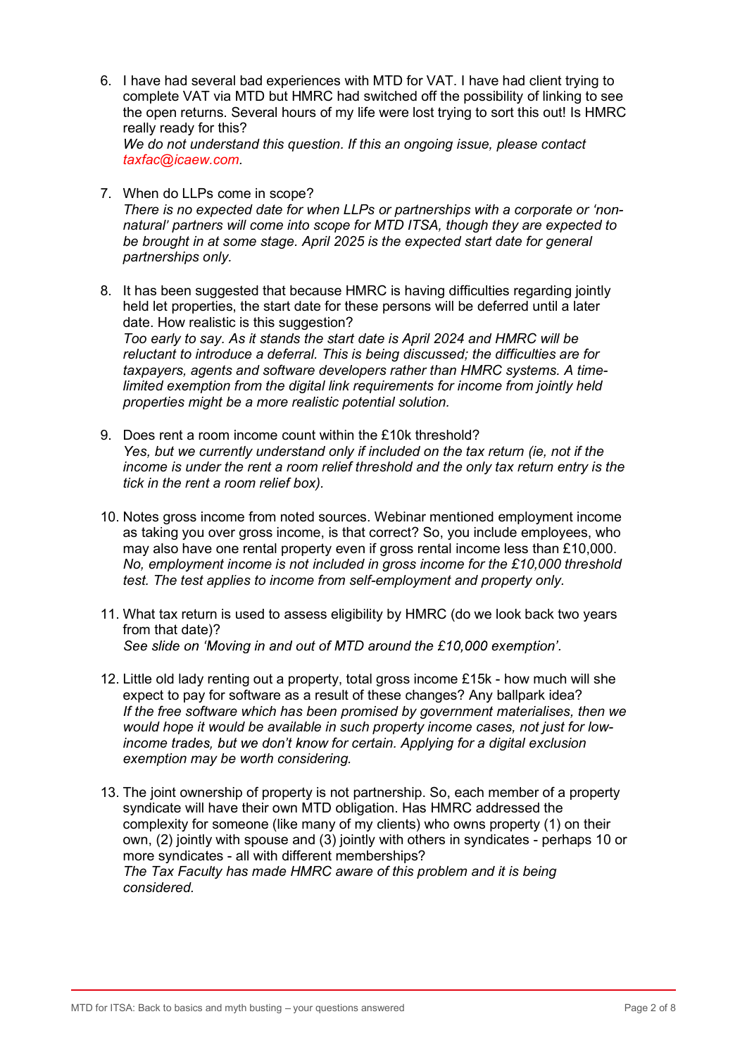6. I have had several bad experiences with MTD for VAT. I have had client trying to complete VAT via MTD but HMRC had switched off the possibility of linking to see the open returns. Several hours of my life were lost trying to sort this out! Is HMRC really ready for this?
   *We do not understand this question. If this an ongoing issue, please contact taxfac@icaew.com.*

7. When do LLPs come in scope?
   *There is no expected date for when LLPs or partnerships with a corporate or 'non-natural' partners will come into scope for MTD ITSA, though they are expected to be brought in at some stage. April 2025 is the expected start date for general partnerships only.*

8. It has been suggested that because HMRC is having difficulties regarding jointly held let properties, the start date for these persons will be deferred until a later date. How realistic is this suggestion?
   *Too early to say. As it stands the start date is April 2024 and HMRC will be reluctant to introduce a deferral. This is being discussed; the difficulties are for taxpayers, agents and software developers rather than HMRC systems. A time-limited exemption from the digital link requirements for income from jointly held properties might be a more realistic potential solution.*

9. Does rent a room income count within the £10k threshold?
   *Yes, but we currently understand only if included on the tax return (ie, not if the income is under the rent a room relief threshold and the only tax return entry is the tick in the rent a room relief box).*

10. Notes gross income from noted sources. Webinar mentioned employment income as taking you over gross income, is that correct? So, you include employees, who may also have one rental property even if gross rental income less than £10,000.
    *No, employment income is not included in gross income for the £10,000 threshold test. The test applies to income from self-employment and property only.*

11. What tax return is used to assess eligibility by HMRC (do we look back two years from that date)?
    *See slide on 'Moving in and out of MTD around the £10,000 exemption'.*

12. Little old lady renting out a property, total gross income £15k - how much will she expect to pay for software as a result of these changes? Any ballpark idea?
    *If the free software which has been promised by government materialises, then we would hope it would be available in such property income cases, not just for low-income trades, but we don't know for certain. Applying for a digital exclusion exemption may be worth considering.*

13. The joint ownership of property is not partnership. So, each member of a property syndicate will have their own MTD obligation. Has HMRC addressed the complexity for someone (like many of my clients) who owns property (1) on their own, (2) jointly with spouse and (3) jointly with others in syndicates - perhaps 10 or more syndicates - all with different memberships?
    *The Tax Faculty has made HMRC aware of this problem and it is being considered.*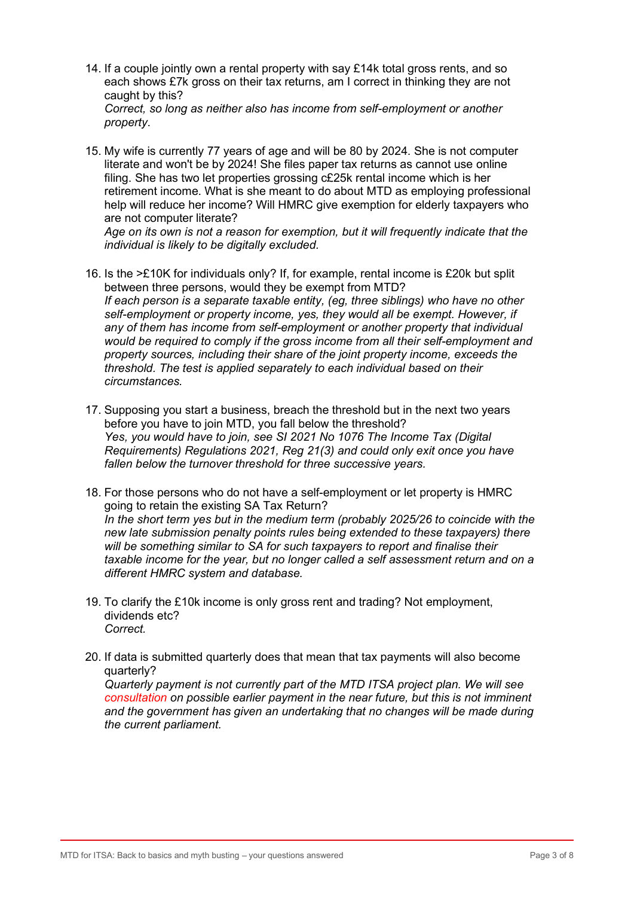14. If a couple jointly own a rental property with say £14k total gross rents, and so each shows £7k gross on their tax returns, am I correct in thinking they are not caught by this?
    *Correct, so long as neither also has income from self-employment or another property*.

15. My wife is currently 77 years of age and will be 80 by 2024. She is not computer literate and won't be by 2024! She files paper tax returns as cannot use online filing. She has two let properties grossing c£25k rental income which is her retirement income. What is she meant to do about MTD as employing professional help will reduce her income? Will HMRC give exemption for elderly taxpayers who are not computer literate?
    *Age on its own is not a reason for exemption, but it will frequently indicate that the individual is likely to be digitally excluded.*

16. Is the >£10K for individuals only? If, for example, rental income is £20k but split between three persons, would they be exempt from MTD?
    *If each person is a separate taxable entity, (eg, three siblings) who have no other self-employment or property income, yes, they would all be exempt. However, if any of them has income from self-employment or another property that individual would be required to comply if the gross income from all their self-employment and property sources, including their share of the joint property income, exceeds the threshold. The test is applied separately to each individual based on their circumstances.*

17. Supposing you start a business, breach the threshold but in the next two years before you have to join MTD, you fall below the threshold?
    *Yes, you would have to join, see SI 2021 No 1076 The Income Tax (Digital Requirements) Regulations 2021, Reg 21(3) and could only exit once you have fallen below the turnover threshold for three successive years.*

18. For those persons who do not have a self-employment or let property is HMRC going to retain the existing SA Tax Return?
    *In the short term yes but in the medium term (probably 2025/26 to coincide with the new late submission penalty points rules being extended to these taxpayers) there will be something similar to SA for such taxpayers to report and finalise their taxable income for the year, but no longer called a self assessment return and on a different HMRC system and database.*

19. To clarify the £10k income is only gross rent and trading? Not employment, dividends etc?
    *Correct.*

20. If data is submitted quarterly does that mean that tax payments will also become quarterly?
    *Quarterly payment is not currently part of the MTD ITSA project plan. We will see consultation on possible earlier payment in the near future, but this is not imminent and the government has given an undertaking that no changes will be made during the current parliament.*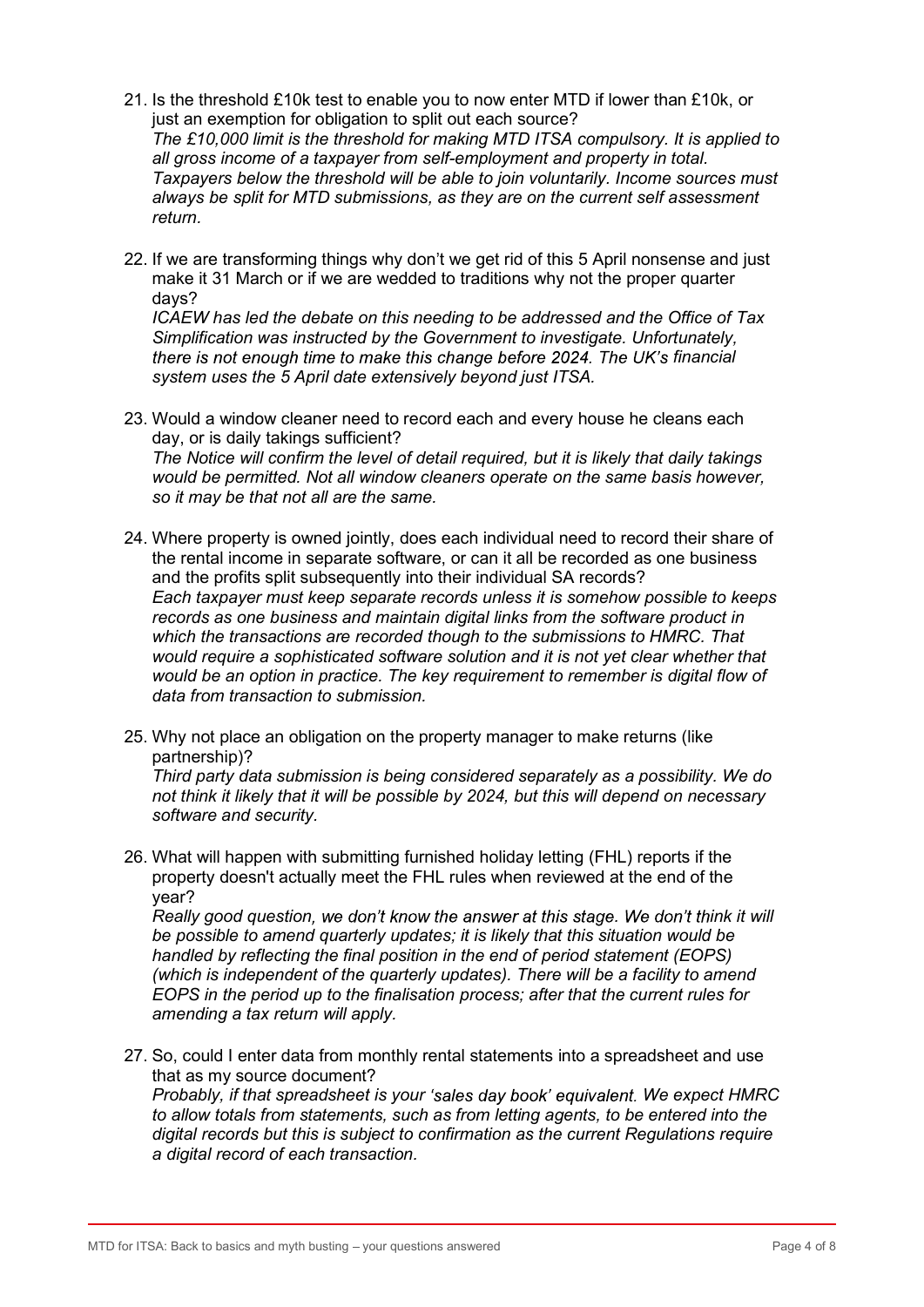21. Is the threshold £10k test to enable you to now enter MTD if lower than £10k, or just an exemption for obligation to split out each source?
    *The £10,000 limit is the threshold for making MTD ITSA compulsory. It is applied to all gross income of a taxpayer from self-employment and property in total. Taxpayers below the threshold will be able to join voluntarily. Income sources must always be split for MTD submissions, as they are on the current self assessment return.*

22. If we are transforming things why don't we get rid of this 5 April nonsense and just make it 31 March or if we are wedded to traditions why not the proper quarter days?
    *ICAEW has led the debate on this needing to be addressed and the Office of Tax Simplification was instructed by the Government to investigate. Unfortunately, there is not enough time to make this change before 2024. The UK's financial system uses the 5 April date extensively beyond just ITSA.*

23. Would a window cleaner need to record each and every house he cleans each day, or is daily takings sufficient?
    *The Notice will confirm the level of detail required, but it is likely that daily takings would be permitted. Not all window cleaners operate on the same basis however, so it may be that not all are the same.*

24. Where property is owned jointly, does each individual need to record their share of the rental income in separate software, or can it all be recorded as one business and the profits split subsequently into their individual SA records?
    *Each taxpayer must keep separate records unless it is somehow possible to keeps records as one business and maintain digital links from the software product in which the transactions are recorded though to the submissions to HMRC. That would require a sophisticated software solution and it is not yet clear whether that would be an option in practice. The key requirement to remember is digital flow of data from transaction to submission.*

25. Why not place an obligation on the property manager to make returns (like partnership)?
    *Third party data submission is being considered separately as a possibility. We do not think it likely that it will be possible by 2024, but this will depend on necessary software and security.*

26. What will happen with submitting furnished holiday letting (FHL) reports if the property doesn't actually meet the FHL rules when reviewed at the end of the year?
    *Really good question, we don't know the answer at this stage. We don't think it will be possible to amend quarterly updates; it is likely that this situation would be handled by reflecting the final position in the end of period statement (EOPS) (which is independent of the quarterly updates). There will be a facility to amend EOPS in the period up to the finalisation process; after that the current rules for amending a tax return will apply.*

27. So, could I enter data from monthly rental statements into a spreadsheet and use that as my source document?
    *Probably, if that spreadsheet is your 'sales day book' equivalent. We expect HMRC to allow totals from statements, such as from letting agents, to be entered into the digital records but this is subject to confirmation as the current Regulations require a digital record of each transaction.*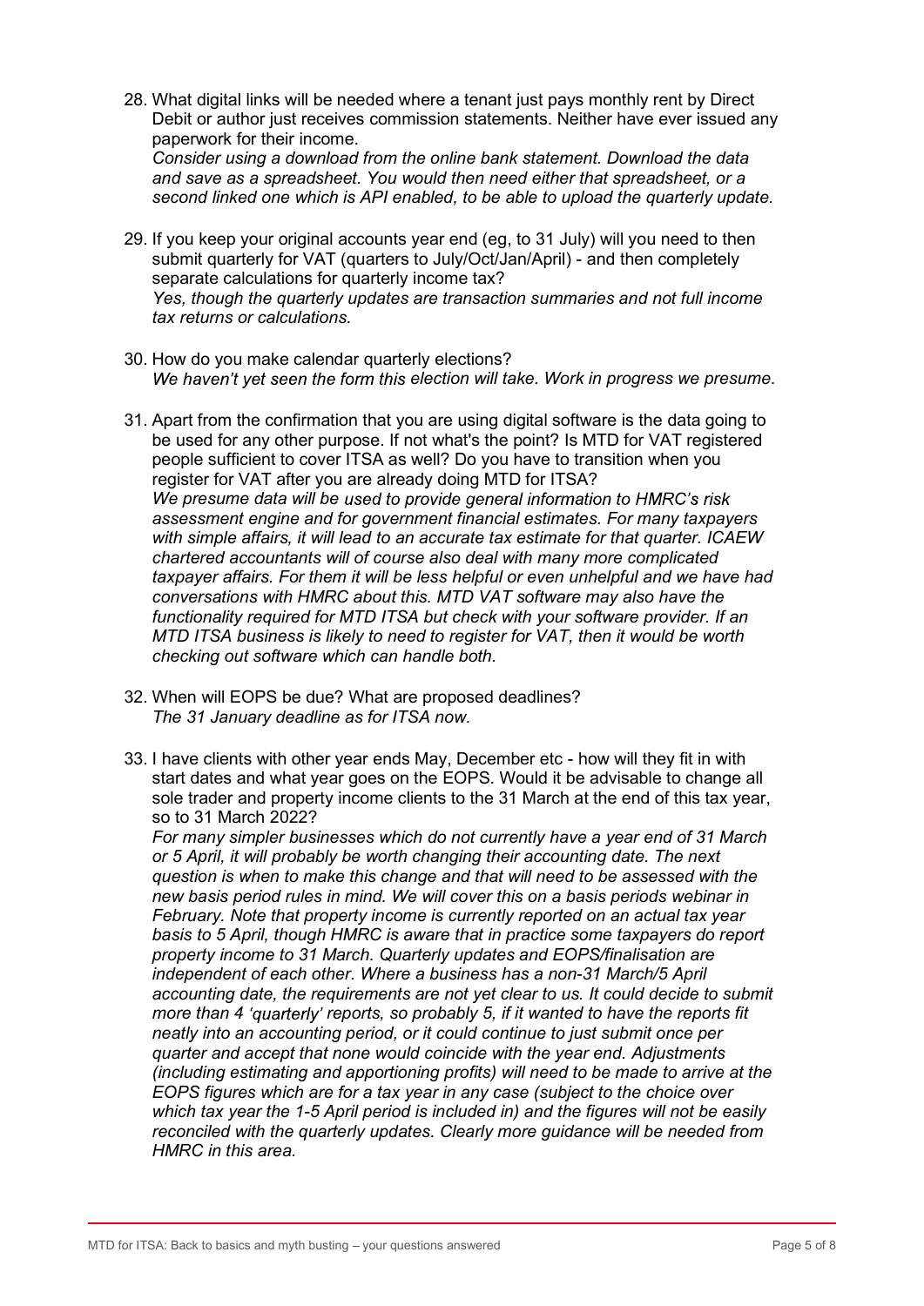28. What digital links will be needed where a tenant just pays monthly rent by Direct Debit or author just receives commission statements. Neither have ever issued any paperwork for their income.
    *Consider using a download from the online bank statement. Download the data and save as a spreadsheet. You would then need either that spreadsheet, or a second linked one which is API enabled, to be able to upload the quarterly update.*

29. If you keep your original accounts year end (eg, to 31 July) will you need to then submit quarterly for VAT (quarters to July/Oct/Jan/April) - and then completely separate calculations for quarterly income tax?
    *Yes, though the quarterly updates are transaction summaries and not full income tax returns or calculations.*

30. How do you make calendar quarterly elections?
    *We haven't yet seen the form this election will take. Work in progress we presume.*

31. Apart from the confirmation that you are using digital software is the data going to be used for any other purpose. If not what's the point? Is MTD for VAT registered people sufficient to cover ITSA as well? Do you have to transition when you register for VAT after you are already doing MTD for ITSA?
    *We presume data will be used to provide general information to HMRC's risk assessment engine and for government financial estimates. For many taxpayers with simple affairs, it will lead to an accurate tax estimate for that quarter. ICAEW chartered accountants will of course also deal with many more complicated taxpayer affairs. For them it will be less helpful or even unhelpful and we have had conversations with HMRC about this. MTD VAT software may also have the functionality required for MTD ITSA but check with your software provider. If an MTD ITSA business is likely to need to register for VAT, then it would be worth checking out software which can handle both.*

32. When will EOPS be due? What are proposed deadlines?
    *The 31 January deadline as for ITSA now.*

33. I have clients with other year ends May, December etc - how will they fit in with start dates and what year goes on the EOPS. Would it be advisable to change all sole trader and property income clients to the 31 March at the end of this tax year, so to 31 March 2022?
    *For many simpler businesses which do not currently have a year end of 31 March or 5 April, it will probably be worth changing their accounting date. The next question is when to make this change and that will need to be assessed with the new basis period rules in mind. We will cover this on a basis periods webinar in February. Note that property income is currently reported on an actual tax year basis to 5 April, though HMRC is aware that in practice some taxpayers do report property income to 31 March. Quarterly updates and EOPS/finalisation are independent of each other. Where a business has a non-31 March/5 April accounting date, the requirements are not yet clear to us. It could decide to submit more than 4 'quarterly' reports, so probably 5, if it wanted to have the reports fit neatly into an accounting period, or it could continue to just submit once per quarter and accept that none would coincide with the year end. Adjustments (including estimating and apportioning profits) will need to be made to arrive at the EOPS figures which are for a tax year in any case (subject to the choice over which tax year the 1-5 April period is included in) and the figures will not be easily reconciled with the quarterly updates. Clearly more guidance will be needed from HMRC in this area.*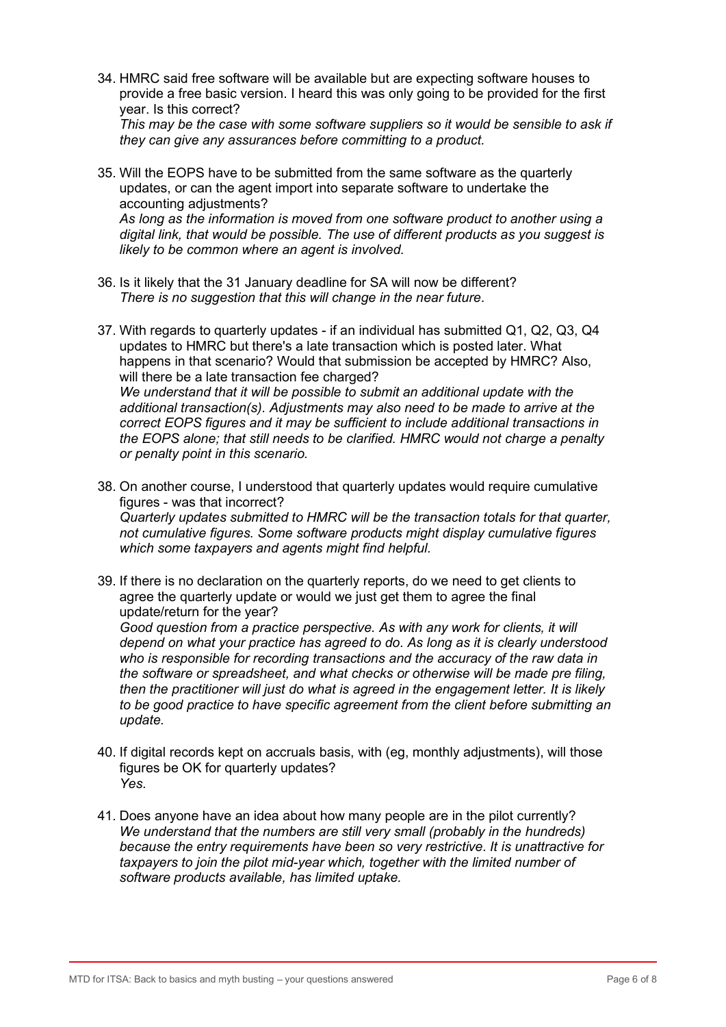34. HMRC said free software will be available but are expecting software houses to provide a free basic version. I heard this was only going to be provided for the first year. Is this correct?
    *This may be the case with some software suppliers so it would be sensible to ask if they can give any assurances before committing to a product.*

35. Will the EOPS have to be submitted from the same software as the quarterly updates, or can the agent import into separate software to undertake the accounting adjustments?
    *As long as the information is moved from one software product to another using a digital link, that would be possible. The use of different products as you suggest is likely to be common where an agent is involved.*

36. Is it likely that the 31 January deadline for SA will now be different?
    *There is no suggestion that this will change in the near future*.

37. With regards to quarterly updates - if an individual has submitted Q1, Q2, Q3, Q4 updates to HMRC but there's a late transaction which is posted later. What happens in that scenario? Would that submission be accepted by HMRC? Also, will there be a late transaction fee charged?
    *We understand that it will be possible to submit an additional update with the additional transaction(s). Adjustments may also need to be made to arrive at the correct EOPS figures and it may be sufficient to include additional transactions in the EOPS alone; that still needs to be clarified. HMRC would not charge a penalty or penalty point in this scenario.*

38. On another course, I understood that quarterly updates would require cumulative figures - was that incorrect?
    *Quarterly updates submitted to HMRC will be the transaction totals for that quarter, not cumulative figures. Some software products might display cumulative figures which some taxpayers and agents might find helpful.*

39. If there is no declaration on the quarterly reports, do we need to get clients to agree the quarterly update or would we just get them to agree the final update/return for the year?
    *Good question from a practice perspective. As with any work for clients, it will depend on what your practice has agreed to do. As long as it is clearly understood who is responsible for recording transactions and the accuracy of the raw data in the software or spreadsheet, and what checks or otherwise will be made pre filing, then the practitioner will just do what is agreed in the engagement letter. It is likely to be good practice to have specific agreement from the client before submitting an update.*

40. If digital records kept on accruals basis, with (eg, monthly adjustments), will those figures be OK for quarterly updates?
    *Yes.*

41. Does anyone have an idea about how many people are in the pilot currently?
    *We understand that the numbers are still very small (probably in the hundreds) because the entry requirements have been so very restrictive. It is unattractive for taxpayers to join the pilot mid-year which, together with the limited number of software products available, has limited uptake.*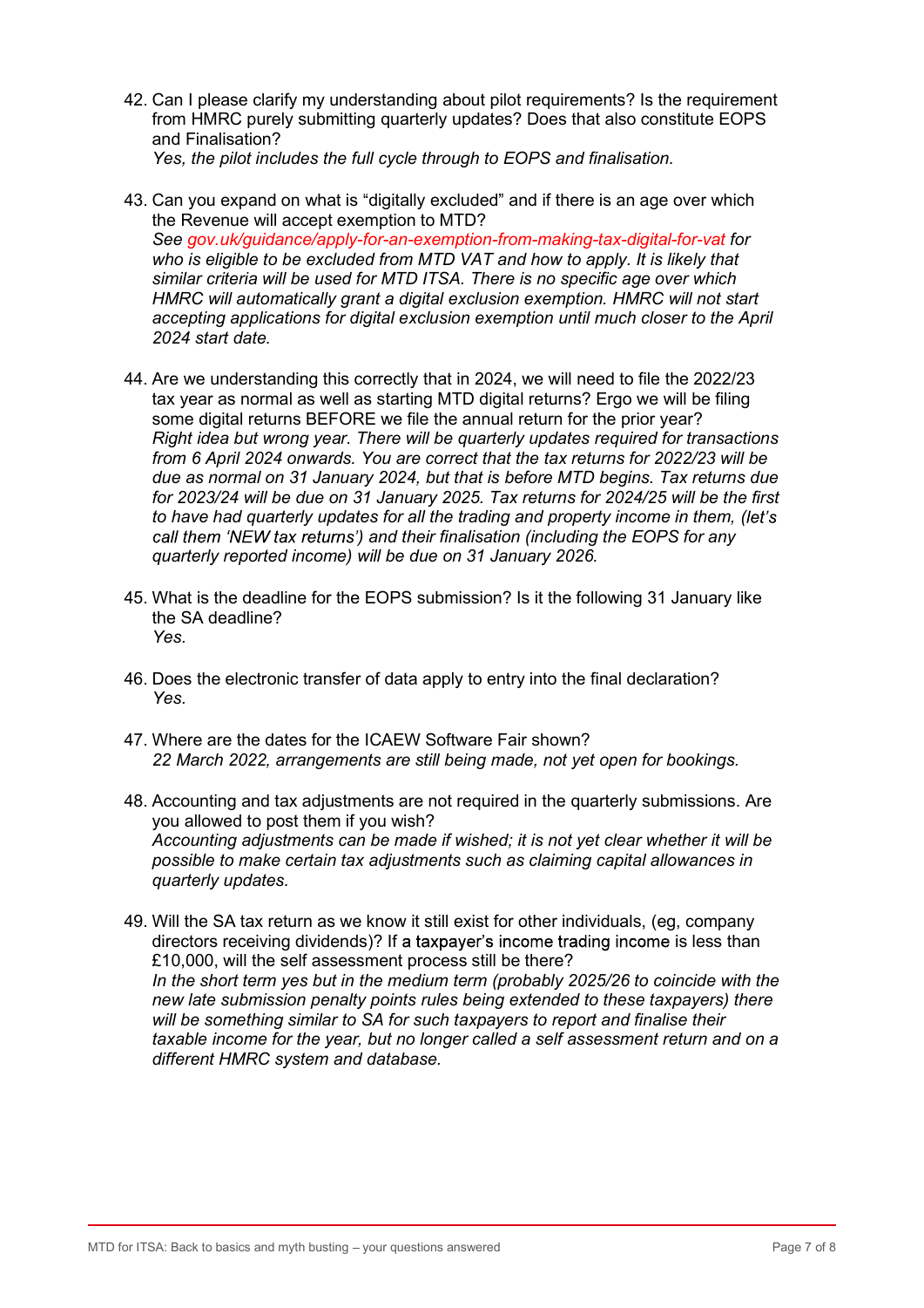42. Can I please clarify my understanding about pilot requirements? Is the requirement from HMRC purely submitting quarterly updates? Does that also constitute EOPS and Finalisation?
    *Yes, the pilot includes the full cycle through to EOPS and finalisation.*

43. Can you expand on what is "digitally excluded" and if there is an age over which the Revenue will accept exemption to MTD?
    *See gov.uk/guidance/apply-for-an-exemption-from-making-tax-digital-for-vat for who is eligible to be excluded from MTD VAT and how to apply. It is likely that similar criteria will be used for MTD ITSA. There is no specific age over which HMRC will automatically grant a digital exclusion exemption. HMRC will not start accepting applications for digital exclusion exemption until much closer to the April 2024 start date.*

44. Are we understanding this correctly that in 2024, we will need to file the 2022/23 tax year as normal as well as starting MTD digital returns? Ergo we will be filing some digital returns BEFORE we file the annual return for the prior year?
    *Right idea but wrong year. There will be quarterly updates required for transactions from 6 April 2024 onwards. You are correct that the tax returns for 2022/23 will be due as normal on 31 January 2024, but that is before MTD begins. Tax returns due for 2023/24 will be due on 31 January 2025. Tax returns for 2024/25 will be the first to have had quarterly updates for all the trading and property income in them, (let's call them 'NEW tax returns') and their finalisation (including the EOPS for any quarterly reported income) will be due on 31 January 2026.*

45. What is the deadline for the EOPS submission? Is it the following 31 January like the SA deadline?
    *Yes.*

46. Does the electronic transfer of data apply to entry into the final declaration?
    *Yes.*

47. Where are the dates for the ICAEW Software Fair shown?
    *22 March 2022, arrangements are still being made, not yet open for bookings.*

48. Accounting and tax adjustments are not required in the quarterly submissions. Are you allowed to post them if you wish?
    *Accounting adjustments can be made if wished; it is not yet clear whether it will be possible to make certain tax adjustments such as claiming capital allowances in quarterly updates.*

49. Will the SA tax return as we know it still exist for other individuals, (eg, company directors receiving dividends)? If a taxpayer's income trading income is less than £10,000, will the self assessment process still be there?
    *In the short term yes but in the medium term (probably 2025/26 to coincide with the new late submission penalty points rules being extended to these taxpayers) there will be something similar to SA for such taxpayers to report and finalise their taxable income for the year, but no longer called a self assessment return and on a different HMRC system and database.*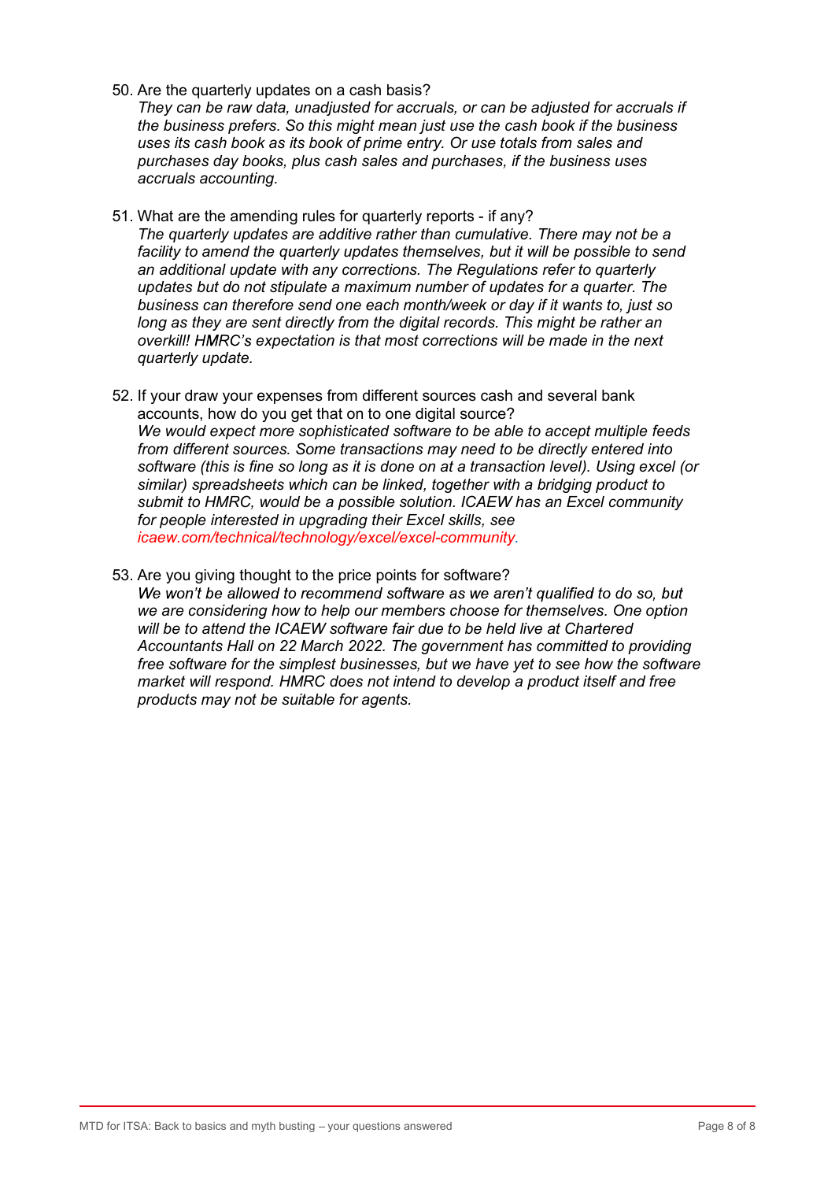50. Are the quarterly updates on a cash basis?
    *They can be raw data, unadjusted for accruals, or can be adjusted for accruals if the business prefers. So this might mean just use the cash book if the business uses its cash book as its book of prime entry. Or use totals from sales and purchases day books, plus cash sales and purchases, if the business uses accruals accounting.*

51. What are the amending rules for quarterly reports - if any?
    *The quarterly updates are additive rather than cumulative. There may not be a facility to amend the quarterly updates themselves, but it will be possible to send an additional update with any corrections. The Regulations refer to quarterly updates but do not stipulate a maximum number of updates for a quarter. The business can therefore send one each month/week or day if it wants to, just so long as they are sent directly from the digital records. This might be rather an overkill! HMRC's expectation is that most corrections will be made in the next quarterly update.*

52. If your draw your expenses from different sources cash and several bank accounts, how do you get that on to one digital source?
    *We would expect more sophisticated software to be able to accept multiple feeds from different sources. Some transactions may need to be directly entered into software (this is fine so long as it is done on at a transaction level). Using excel (or similar) spreadsheets which can be linked, together with a bridging product to submit to HMRC, would be a possible solution. ICAEW has an Excel community for people interested in upgrading their Excel skills, see icaew.com/technical/technology/excel/excel-community.*

53. Are you giving thought to the price points for software?
    *We won't be allowed to recommend software as we aren't qualified to do so, but we are considering how to help our members choose for themselves. One option will be to attend the ICAEW software fair due to be held live at Chartered Accountants Hall on 22 March 2022. The government has committed to providing free software for the simplest businesses, but we have yet to see how the software market will respond. HMRC does not intend to develop a product itself and free products may not be suitable for agents.*